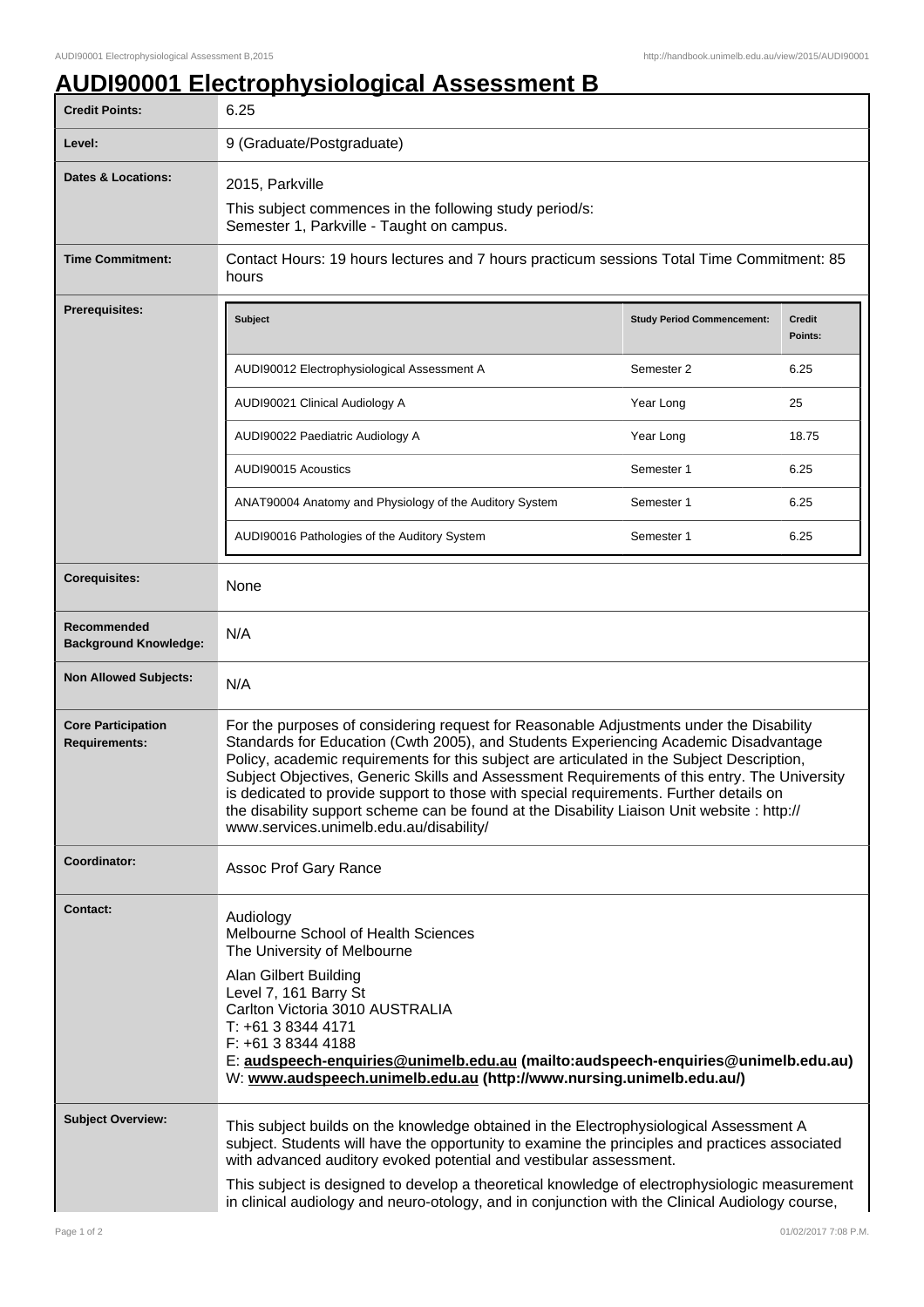# AUDI90001 Electrophysiological Assessment B

| | |
|---|---|
| **Credit Points:** | 6.25 |
| **Level:** | 9 (Graduate/Postgraduate) |
| **Dates & Locations:** | 2015, Parkville<br>This subject commences in the following study period/s:<br>Semester 1, Parkville - Taught on campus. |
| **Time Commitment:** | Contact Hours: 19 hours lectures and 7 hours practicum sessions Total Time Commitment: 85 hours |
| **Prerequisites:** | See table below |
| **Corequisites:** | None |
| **Recommended Background Knowledge:** | N/A |
| **Non Allowed Subjects:** | N/A |
| **Core Participation Requirements:** | For the purposes of considering request for Reasonable Adjustments under the Disability Standards for Education (Cwth 2005), and Students Experiencing Academic Disadvantage Policy, academic requirements for this subject are articulated in the Subject Description, Subject Objectives, Generic Skills and Assessment Requirements of this entry. The University is dedicated to provide support to those with special requirements. Further details on the disability support scheme can be found at the Disability Liaison Unit website : http://www.services.unimelb.edu.au/disability/ |
| **Coordinator:** | Assoc Prof Gary Rance |
| **Contact:** | Audiology<br>Melbourne School of Health Sciences<br>The University of Melbourne<br>Alan Gilbert Building<br>Level 7, 161 Barry St<br>Carlton Victoria 3010 AUSTRALIA<br>T: +61 3 8344 4171<br>F: +61 3 8344 4188<br>E: **audspeech-enquiries@unimelb.edu.au (mailto:audspeech-enquiries@unimelb.edu.au)**<br>W: **www.audspeech.unimelb.edu.au (http://www.nursing.unimelb.edu.au/)** |
| **Subject Overview:** | This subject builds on the knowledge obtained in the Electrophysiological Assessment A subject. Students will have the opportunity to examine the principles and practices associated with advanced auditory evoked potential and vestibular assessment.<br>This subject is designed to develop a theoretical knowledge of electrophysiologic measurement in clinical audiology and neuro-otology, and in conjunction with the Clinical Audiology course, |

**Prerequisites:**

| Subject | Study Period Commencement: | Credit Points: |
|---|---|---|
| AUDI90012 Electrophysiological Assessment A | Semester 2 | 6.25 |
| AUDI90021 Clinical Audiology A | Year Long | 25 |
| AUDI90022 Paediatric Audiology A | Year Long | 18.75 |
| AUDI90015 Acoustics | Semester 1 | 6.25 |
| ANAT90004 Anatomy and Physiology of the Auditory System | Semester 1 | 6.25 |
| AUDI90016 Pathologies of the Auditory System | Semester 1 | 6.25 |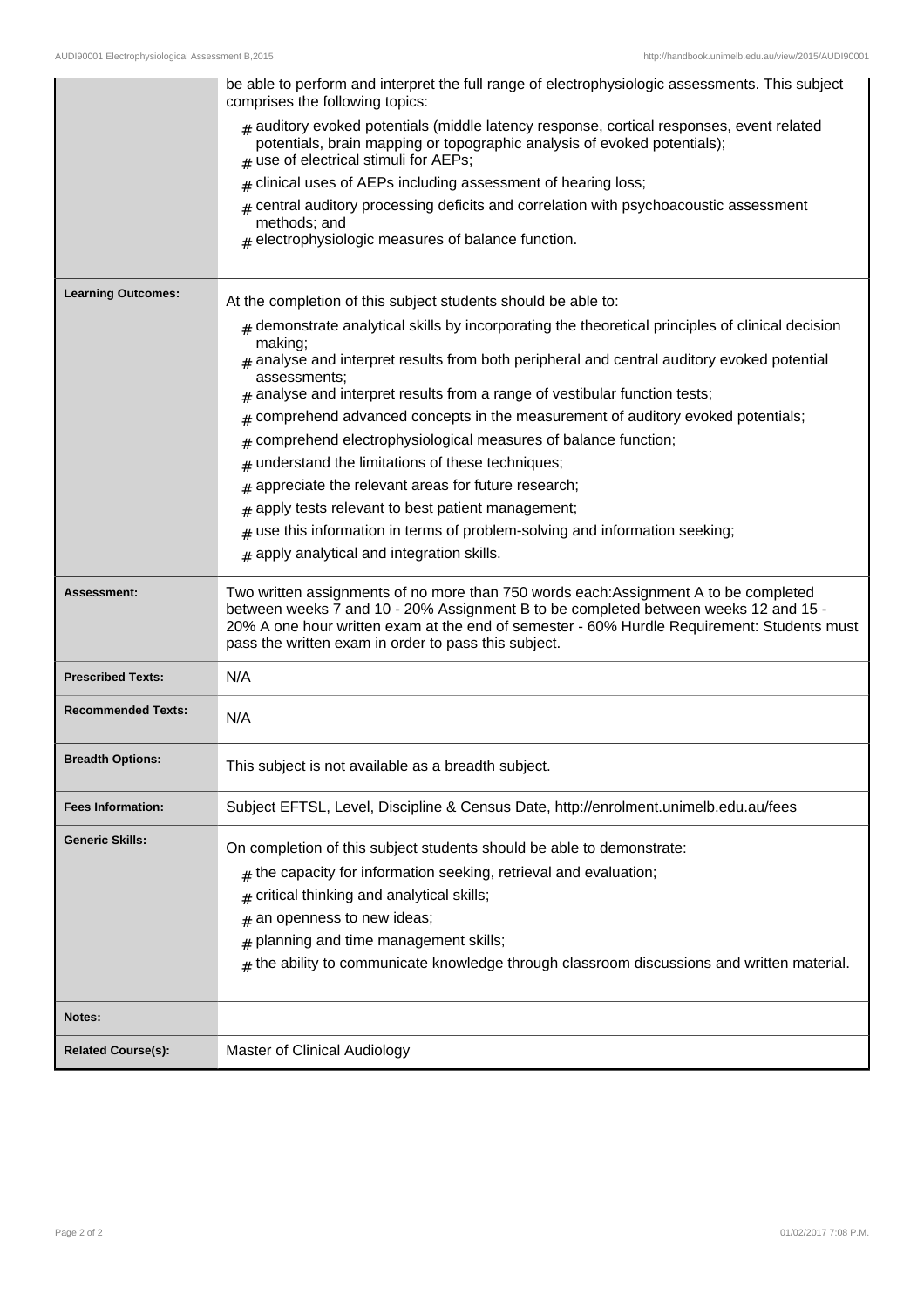| | |
|---|---|
| | be able to perform and interpret the full range of electrophysiologic assessments. This subject comprises the following topics:<br># auditory evoked potentials (middle latency response, cortical responses, event related potentials, brain mapping or topographic analysis of evoked potentials);<br># use of electrical stimuli for AEPs;<br># clinical uses of AEPs including assessment of hearing loss;<br># central auditory processing deficits and correlation with psychoacoustic assessment methods; and<br># electrophysiologic measures of balance function. |
| **Learning Outcomes:** | At the completion of this subject students should be able to:<br># demonstrate analytical skills by incorporating the theoretical principles of clinical decision making;<br># analyse and interpret results from both peripheral and central auditory evoked potential assessments;<br># analyse and interpret results from a range of vestibular function tests;<br># comprehend advanced concepts in the measurement of auditory evoked potentials;<br># comprehend electrophysiological measures of balance function;<br># understand the limitations of these techniques;<br># appreciate the relevant areas for future research;<br># apply tests relevant to best patient management;<br># use this information in terms of problem-solving and information seeking;<br># apply analytical and integration skills. |
| **Assessment:** | Two written assignments of no more than 750 words each:Assignment A to be completed between weeks 7 and 10 - 20% Assignment B to be completed between weeks 12 and 15 - 20% A one hour written exam at the end of semester - 60% Hurdle Requirement: Students must pass the written exam in order to pass this subject. |
| **Prescribed Texts:** | N/A |
| **Recommended Texts:** | N/A |
| **Breadth Options:** | This subject is not available as a breadth subject. |
| **Fees Information:** | Subject EFTSL, Level, Discipline & Census Date, http://enrolment.unimelb.edu.au/fees |
| **Generic Skills:** | On completion of this subject students should be able to demonstrate:<br># the capacity for information seeking, retrieval and evaluation;<br># critical thinking and analytical skills;<br># an openness to new ideas;<br># planning and time management skills;<br># the ability to communicate knowledge through classroom discussions and written material. |
| **Notes:** | |
| **Related Course(s):** | Master of Clinical Audiology |